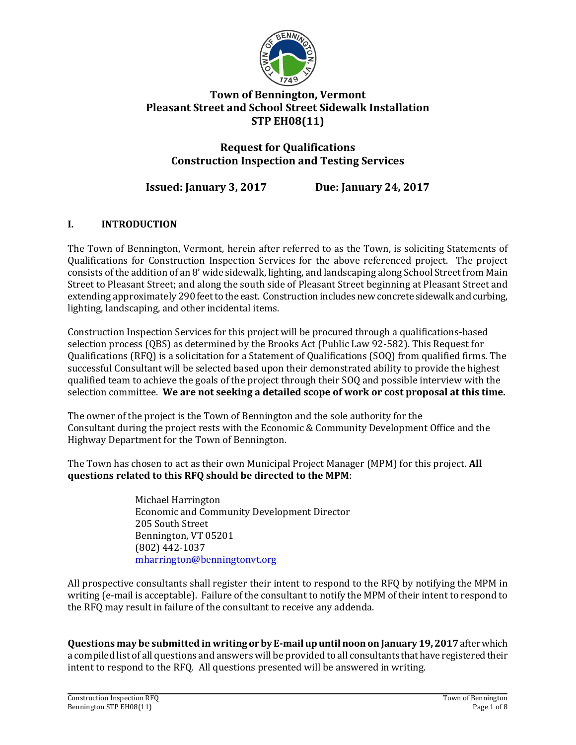# Town of Bennington, Vermont
# Pleasant Street and School Street Sidewalk Installation
# STP EH08(11)

## Request for Qualifications
## Construction Inspection and Testing Services

**Issued: January 3, 2017** **Due: January 24, 2017**

## I. INTRODUCTION

The Town of Bennington, Vermont, herein after referred to as the Town, is soliciting Statements of Qualifications for Construction Inspection Services for the above referenced project. The project consists of the addition of an 8' wide sidewalk, lighting, and landscaping along School Street from Main Street to Pleasant Street; and along the south side of Pleasant Street beginning at Pleasant Street and extending approximately 290 feet to the east. Construction includes new concrete sidewalk and curbing, lighting, landscaping, and other incidental items.

Construction Inspection Services for this project will be procured through a qualifications-based selection process (QBS) as determined by the Brooks Act (Public Law 92-582). This Request for Qualifications (RFQ) is a solicitation for a Statement of Qualifications (SOQ) from qualified firms. The successful Consultant will be selected based upon their demonstrated ability to provide the highest qualified team to achieve the goals of the project through their SOQ and possible interview with the selection committee. **We are not seeking a detailed scope of work or cost proposal at this time.**

The owner of the project is the Town of Bennington and the sole authority for the Consultant during the project rests with the Economic & Community Development Office and the Highway Department for the Town of Bennington.

The Town has chosen to act as their own Municipal Project Manager (MPM) for this project. **All questions related to this RFQ should be directed to the MPM**:

Michael Harrington
Economic and Community Development Director
205 South Street
Bennington, VT 05201
(802) 442-1037
mharrington@benningtonvt.org

All prospective consultants shall register their intent to respond to the RFQ by notifying the MPM in writing (e-mail is acceptable). Failure of the consultant to notify the MPM of their intent to respond to the RFQ may result in failure of the consultant to receive any addenda.

**Questions may be submitted in writing or by E-mail up until noon on January 19, 2017** after which a compiled list of all questions and answers will be provided to all consultants that have registered their intent to respond to the RFQ. All questions presented will be answered in writing.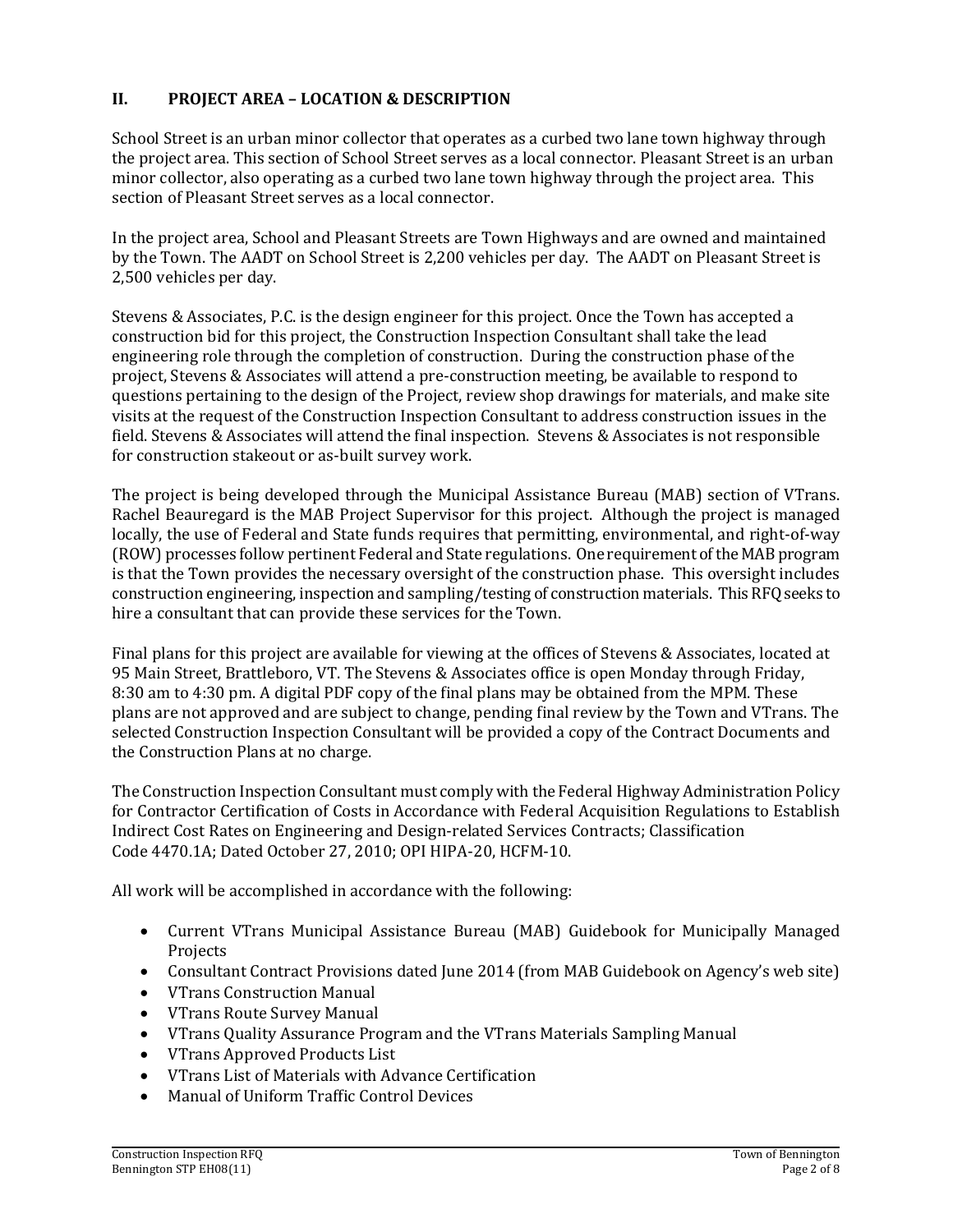## II. PROJECT AREA – LOCATION & DESCRIPTION

School Street is an urban minor collector that operates as a curbed two lane town highway through the project area. This section of School Street serves as a local connector. Pleasant Street is an urban minor collector, also operating as a curbed two lane town highway through the project area. This section of Pleasant Street serves as a local connector.

In the project area, School and Pleasant Streets are Town Highways and are owned and maintained by the Town. The AADT on School Street is 2,200 vehicles per day. The AADT on Pleasant Street is 2,500 vehicles per day.

Stevens & Associates, P.C. is the design engineer for this project. Once the Town has accepted a construction bid for this project, the Construction Inspection Consultant shall take the lead engineering role through the completion of construction. During the construction phase of the project, Stevens & Associates will attend a pre-construction meeting, be available to respond to questions pertaining to the design of the Project, review shop drawings for materials, and make site visits at the request of the Construction Inspection Consultant to address construction issues in the field. Stevens & Associates will attend the final inspection. Stevens & Associates is not responsible for construction stakeout or as-built survey work.

The project is being developed through the Municipal Assistance Bureau (MAB) section of VTrans. Rachel Beauregard is the MAB Project Supervisor for this project. Although the project is managed locally, the use of Federal and State funds requires that permitting, environmental, and right-of-way (ROW) processes follow pertinent Federal and State regulations. One requirement of the MAB program is that the Town provides the necessary oversight of the construction phase. This oversight includes construction engineering, inspection and sampling/testing of construction materials. This RFQ seeks to hire a consultant that can provide these services for the Town.

Final plans for this project are available for viewing at the offices of Stevens & Associates, located at 95 Main Street, Brattleboro, VT. The Stevens & Associates office is open Monday through Friday, 8:30 am to 4:30 pm. A digital PDF copy of the final plans may be obtained from the MPM. These plans are not approved and are subject to change, pending final review by the Town and VTrans. The selected Construction Inspection Consultant will be provided a copy of the Contract Documents and the Construction Plans at no charge.

The Construction Inspection Consultant must comply with the Federal Highway Administration Policy for Contractor Certification of Costs in Accordance with Federal Acquisition Regulations to Establish Indirect Cost Rates on Engineering and Design-related Services Contracts; Classification Code 4470.1A; Dated October 27, 2010; OPI HIPA-20, HCFM-10.

All work will be accomplished in accordance with the following:

- Current VTrans Municipal Assistance Bureau (MAB) Guidebook for Municipally Managed Projects
- Consultant Contract Provisions dated June 2014 (from MAB Guidebook on Agency's web site)
- VTrans Construction Manual
- VTrans Route Survey Manual
- VTrans Quality Assurance Program and the VTrans Materials Sampling Manual
- VTrans Approved Products List
- VTrans List of Materials with Advance Certification
- Manual of Uniform Traffic Control Devices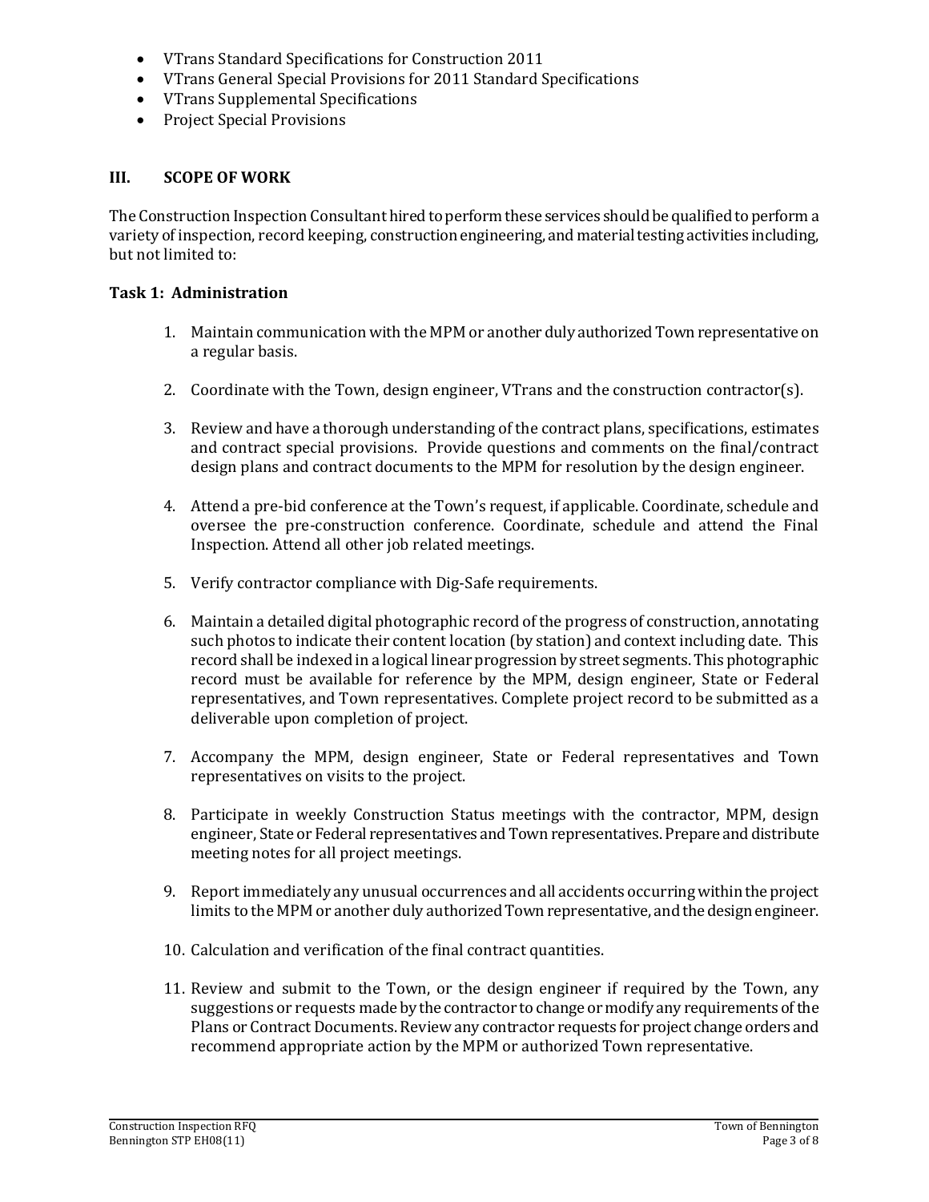- VTrans Standard Specifications for Construction 2011
- VTrans General Special Provisions for 2011 Standard Specifications
- VTrans Supplemental Specifications
- Project Special Provisions

## III. SCOPE OF WORK

The Construction Inspection Consultant hired to perform these services should be qualified to perform a variety of inspection, record keeping, construction engineering, and material testing activities including, but not limited to:

### Task 1: Administration

1. Maintain communication with the MPM or another duly authorized Town representative on a regular basis.

2. Coordinate with the Town, design engineer, VTrans and the construction contractor(s).

3. Review and have a thorough understanding of the contract plans, specifications, estimates and contract special provisions. Provide questions and comments on the final/contract design plans and contract documents to the MPM for resolution by the design engineer.

4. Attend a pre-bid conference at the Town's request, if applicable. Coordinate, schedule and oversee the pre-construction conference. Coordinate, schedule and attend the Final Inspection. Attend all other job related meetings.

5. Verify contractor compliance with Dig-Safe requirements.

6. Maintain a detailed digital photographic record of the progress of construction, annotating such photos to indicate their content location (by station) and context including date. This record shall be indexed in a logical linear progression by street segments. This photographic record must be available for reference by the MPM, design engineer, State or Federal representatives, and Town representatives. Complete project record to be submitted as a deliverable upon completion of project.

7. Accompany the MPM, design engineer, State or Federal representatives and Town representatives on visits to the project.

8. Participate in weekly Construction Status meetings with the contractor, MPM, design engineer, State or Federal representatives and Town representatives. Prepare and distribute meeting notes for all project meetings.

9. Report immediately any unusual occurrences and all accidents occurring within the project limits to the MPM or another duly authorized Town representative, and the design engineer.

10. Calculation and verification of the final contract quantities.

11. Review and submit to the Town, or the design engineer if required by the Town, any suggestions or requests made by the contractor to change or modify any requirements of the Plans or Contract Documents. Review any contractor requests for project change orders and recommend appropriate action by the MPM or authorized Town representative.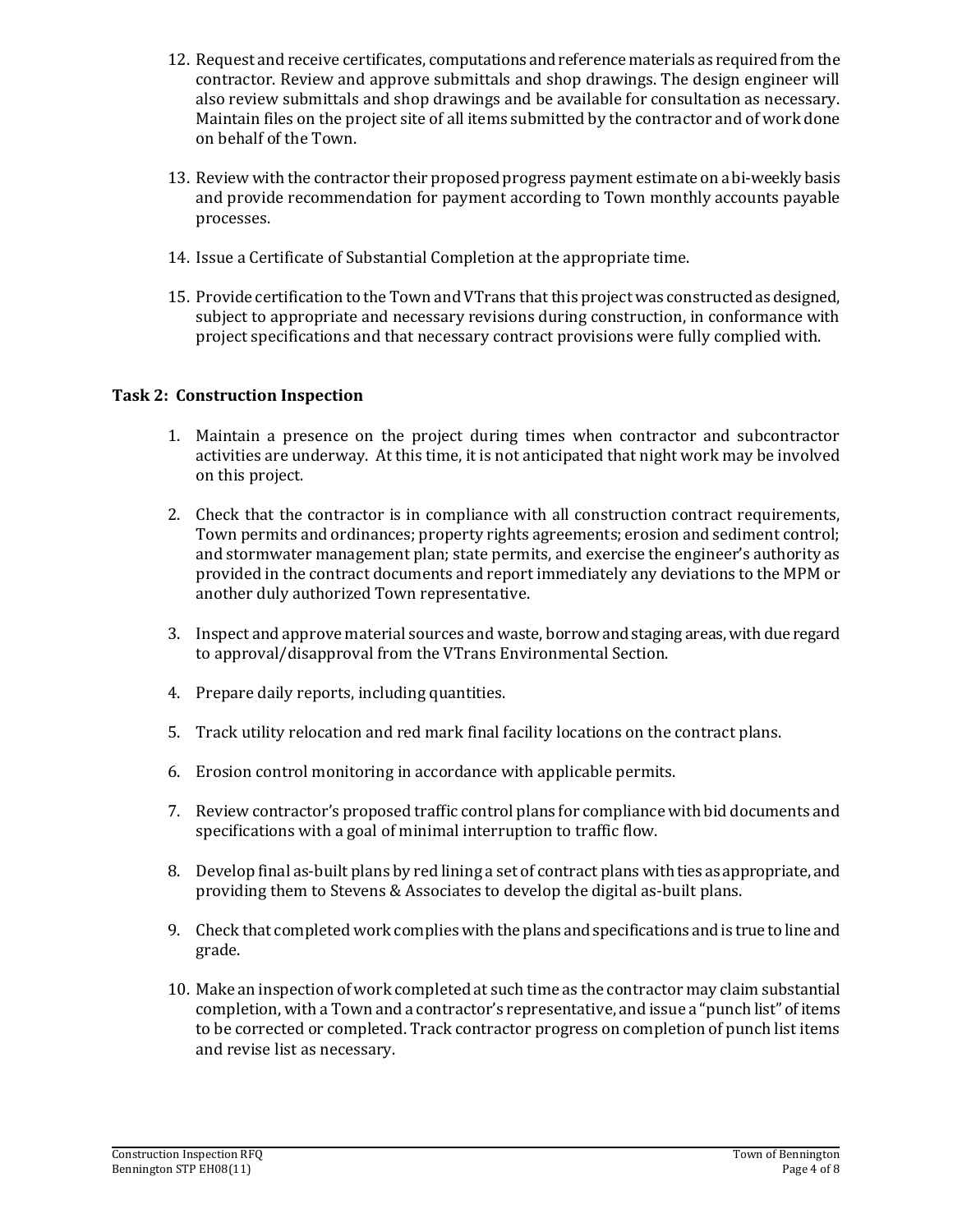12. Request and receive certificates, computations and reference materials as required from the contractor. Review and approve submittals and shop drawings. The design engineer will also review submittals and shop drawings and be available for consultation as necessary. Maintain files on the project site of all items submitted by the contractor and of work done on behalf of the Town.

13. Review with the contractor their proposed progress payment estimate on a bi-weekly basis and provide recommendation for payment according to Town monthly accounts payable processes.

14. Issue a Certificate of Substantial Completion at the appropriate time.

15. Provide certification to the Town and VTrans that this project was constructed as designed, subject to appropriate and necessary revisions during construction, in conformance with project specifications and that necessary contract provisions were fully complied with.

**Task 2: Construction Inspection**

1. Maintain a presence on the project during times when contractor and subcontractor activities are underway. At this time, it is not anticipated that night work may be involved on this project.

2. Check that the contractor is in compliance with all construction contract requirements, Town permits and ordinances; property rights agreements; erosion and sediment control; and stormwater management plan; state permits, and exercise the engineer's authority as provided in the contract documents and report immediately any deviations to the MPM or another duly authorized Town representative.

3. Inspect and approve material sources and waste, borrow and staging areas, with due regard to approval/disapproval from the VTrans Environmental Section.

4. Prepare daily reports, including quantities.

5. Track utility relocation and red mark final facility locations on the contract plans.

6. Erosion control monitoring in accordance with applicable permits.

7. Review contractor's proposed traffic control plans for compliance with bid documents and specifications with a goal of minimal interruption to traffic flow.

8. Develop final as-built plans by red lining a set of contract plans with ties as appropriate, and providing them to Stevens & Associates to develop the digital as-built plans.

9. Check that completed work complies with the plans and specifications and is true to line and grade.

10. Make an inspection of work completed at such time as the contractor may claim substantial completion, with a Town and a contractor's representative, and issue a "punch list" of items to be corrected or completed. Track contractor progress on completion of punch list items and revise list as necessary.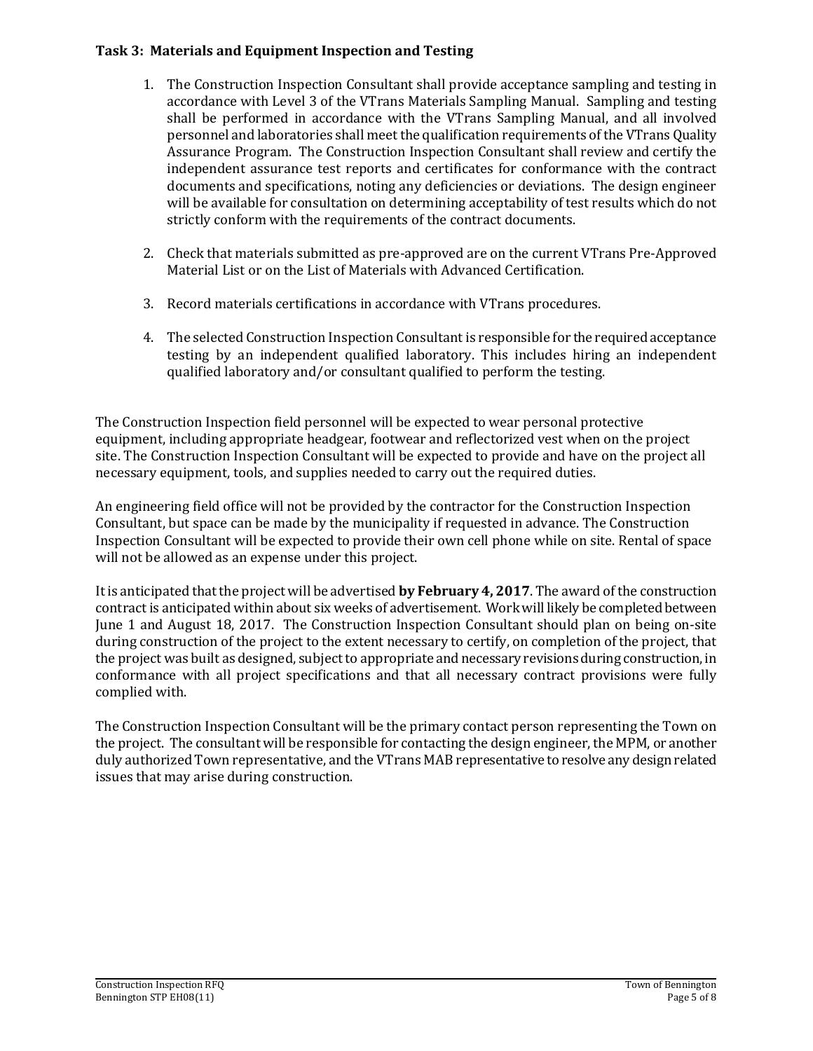**Task 3: Materials and Equipment Inspection and Testing**

1. The Construction Inspection Consultant shall provide acceptance sampling and testing in accordance with Level 3 of the VTrans Materials Sampling Manual. Sampling and testing shall be performed in accordance with the VTrans Sampling Manual, and all involved personnel and laboratories shall meet the qualification requirements of the VTrans Quality Assurance Program. The Construction Inspection Consultant shall review and certify the independent assurance test reports and certificates for conformance with the contract documents and specifications, noting any deficiencies or deviations. The design engineer will be available for consultation on determining acceptability of test results which do not strictly conform with the requirements of the contract documents.

2. Check that materials submitted as pre-approved are on the current VTrans Pre-Approved Material List or on the List of Materials with Advanced Certification.

3. Record materials certifications in accordance with VTrans procedures.

4. The selected Construction Inspection Consultant is responsible for the required acceptance testing by an independent qualified laboratory. This includes hiring an independent qualified laboratory and/or consultant qualified to perform the testing.

The Construction Inspection field personnel will be expected to wear personal protective equipment, including appropriate headgear, footwear and reflectorized vest when on the project site. The Construction Inspection Consultant will be expected to provide and have on the project all necessary equipment, tools, and supplies needed to carry out the required duties.

An engineering field office will not be provided by the contractor for the Construction Inspection Consultant, but space can be made by the municipality if requested in advance. The Construction Inspection Consultant will be expected to provide their own cell phone while on site. Rental of space will not be allowed as an expense under this project.

It is anticipated that the project will be advertised **by February 4, 2017**. The award of the construction contract is anticipated within about six weeks of advertisement. Work will likely be completed between June 1 and August 18, 2017. The Construction Inspection Consultant should plan on being on-site during construction of the project to the extent necessary to certify, on completion of the project, that the project was built as designed, subject to appropriate and necessary revisions during construction, in conformance with all project specifications and that all necessary contract provisions were fully complied with.

The Construction Inspection Consultant will be the primary contact person representing the Town on the project. The consultant will be responsible for contacting the design engineer, the MPM, or another duly authorized Town representative, and the VTrans MAB representative to resolve any design related issues that may arise during construction.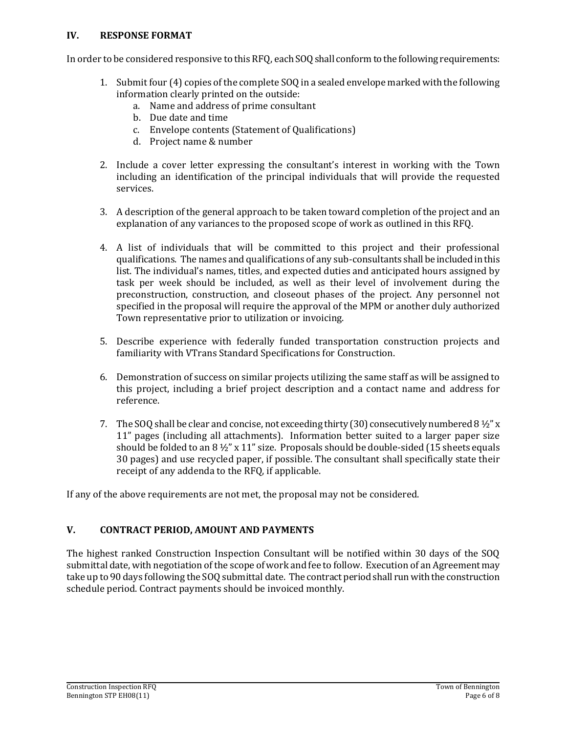## IV. RESPONSE FORMAT

In order to be considered responsive to this RFQ, each SOQ shall conform to the following requirements:

1. Submit four (4) copies of the complete SOQ in a sealed envelope marked with the following information clearly printed on the outside:
   a. Name and address of prime consultant
   b. Due date and time
   c. Envelope contents (Statement of Qualifications)
   d. Project name & number

2. Include a cover letter expressing the consultant's interest in working with the Town including an identification of the principal individuals that will provide the requested services.

3. A description of the general approach to be taken toward completion of the project and an explanation of any variances to the proposed scope of work as outlined in this RFQ.

4. A list of individuals that will be committed to this project and their professional qualifications. The names and qualifications of any sub-consultants shall be included in this list. The individual's names, titles, and expected duties and anticipated hours assigned by task per week should be included, as well as their level of involvement during the preconstruction, construction, and closeout phases of the project. Any personnel not specified in the proposal will require the approval of the MPM or another duly authorized Town representative prior to utilization or invoicing.

5. Describe experience with federally funded transportation construction projects and familiarity with VTrans Standard Specifications for Construction.

6. Demonstration of success on similar projects utilizing the same staff as will be assigned to this project, including a brief project description and a contact name and address for reference.

7. The SOQ shall be clear and concise, not exceeding thirty (30) consecutively numbered 8 ½" x 11" pages (including all attachments). Information better suited to a larger paper size should be folded to an 8 ½" x 11" size. Proposals should be double-sided (15 sheets equals 30 pages) and use recycled paper, if possible. The consultant shall specifically state their receipt of any addenda to the RFQ, if applicable.

If any of the above requirements are not met, the proposal may not be considered.

## V. CONTRACT PERIOD, AMOUNT AND PAYMENTS

The highest ranked Construction Inspection Consultant will be notified within 30 days of the SOQ submittal date, with negotiation of the scope of work and fee to follow. Execution of an Agreement may take up to 90 days following the SOQ submittal date. The contract period shall run with the construction schedule period. Contract payments should be invoiced monthly.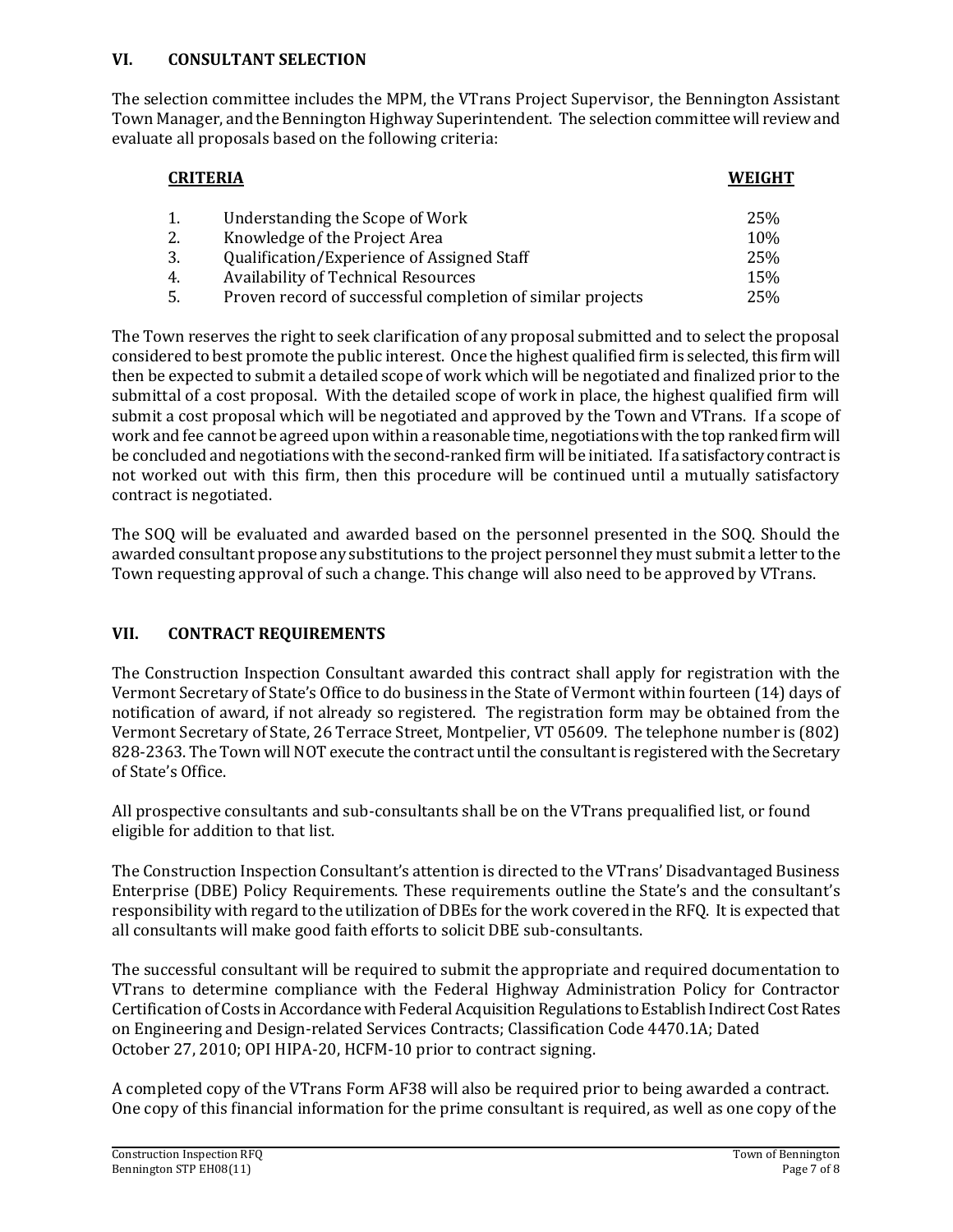## VI. CONSULTANT SELECTION

The selection committee includes the MPM, the VTrans Project Supervisor, the Bennington Assistant Town Manager, and the Bennington Highway Superintendent. The selection committee will review and evaluate all proposals based on the following criteria:

| | **CRITERIA** | **WEIGHT** |
|---|---|---|
| 1. | Understanding the Scope of Work | 25% |
| 2. | Knowledge of the Project Area | 10% |
| 3. | Qualification/Experience of Assigned Staff | 25% |
| 4. | Availability of Technical Resources | 15% |
| 5. | Proven record of successful completion of similar projects | 25% |

The Town reserves the right to seek clarification of any proposal submitted and to select the proposal considered to best promote the public interest. Once the highest qualified firm is selected, this firm will then be expected to submit a detailed scope of work which will be negotiated and finalized prior to the submittal of a cost proposal. With the detailed scope of work in place, the highest qualified firm will submit a cost proposal which will be negotiated and approved by the Town and VTrans. If a scope of work and fee cannot be agreed upon within a reasonable time, negotiations with the top ranked firm will be concluded and negotiations with the second-ranked firm will be initiated. If a satisfactory contract is not worked out with this firm, then this procedure will be continued until a mutually satisfactory contract is negotiated.

The SOQ will be evaluated and awarded based on the personnel presented in the SOQ. Should the awarded consultant propose any substitutions to the project personnel they must submit a letter to the Town requesting approval of such a change. This change will also need to be approved by VTrans.

## VII. CONTRACT REQUIREMENTS

The Construction Inspection Consultant awarded this contract shall apply for registration with the Vermont Secretary of State's Office to do business in the State of Vermont within fourteen (14) days of notification of award, if not already so registered. The registration form may be obtained from the Vermont Secretary of State, 26 Terrace Street, Montpelier, VT 05609. The telephone number is (802) 828-2363. The Town will NOT execute the contract until the consultant is registered with the Secretary of State's Office.

All prospective consultants and sub-consultants shall be on the VTrans prequalified list, or found eligible for addition to that list.

The Construction Inspection Consultant's attention is directed to the VTrans' Disadvantaged Business Enterprise (DBE) Policy Requirements. These requirements outline the State's and the consultant's responsibility with regard to the utilization of DBEs for the work covered in the RFQ. It is expected that all consultants will make good faith efforts to solicit DBE sub-consultants.

The successful consultant will be required to submit the appropriate and required documentation to VTrans to determine compliance with the Federal Highway Administration Policy for Contractor Certification of Costs in Accordance with Federal Acquisition Regulations to Establish Indirect Cost Rates on Engineering and Design-related Services Contracts; Classification Code 4470.1A; Dated October 27, 2010; OPI HIPA-20, HCFM-10 prior to contract signing.

A completed copy of the VTrans Form AF38 will also be required prior to being awarded a contract. One copy of this financial information for the prime consultant is required, as well as one copy of the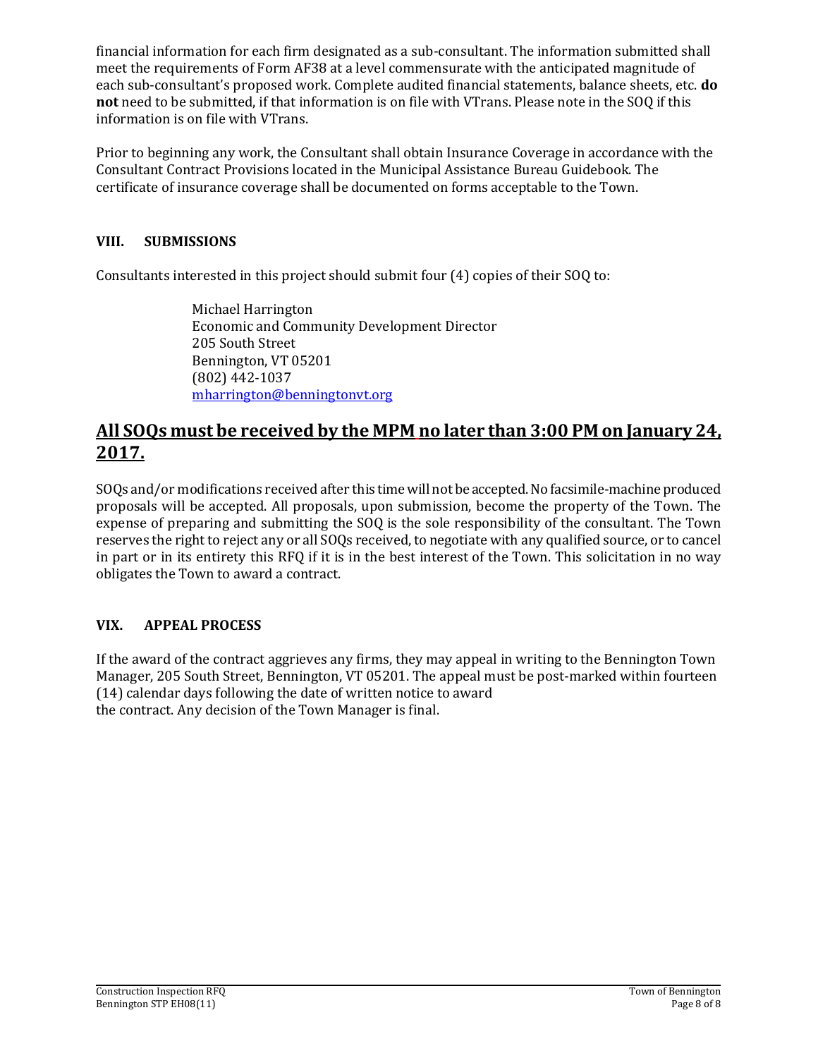financial information for each firm designated as a sub-consultant. The information submitted shall meet the requirements of Form AF38 at a level commensurate with the anticipated magnitude of each sub-consultant's proposed work. Complete audited financial statements, balance sheets, etc. **do not** need to be submitted, if that information is on file with VTrans. Please note in the SOQ if this information is on file with VTrans.

Prior to beginning any work, the Consultant shall obtain Insurance Coverage in accordance with the Consultant Contract Provisions located in the Municipal Assistance Bureau Guidebook. The certificate of insurance coverage shall be documented on forms acceptable to the Town.

## VIII. SUBMISSIONS

Consultants interested in this project should submit four (4) copies of their SOQ to:

Michael Harrington
Economic and Community Development Director
205 South Street
Bennington, VT 05201
(802) 442-1037
mharrington@benningtonvt.org

## All SOQs must be received by the MPM no later than 3:00 PM on January 24, 2017.

SOQs and/or modifications received after this time will not be accepted. No facsimile-machine produced proposals will be accepted. All proposals, upon submission, become the property of the Town. The expense of preparing and submitting the SOQ is the sole responsibility of the consultant. The Town reserves the right to reject any or all SOQs received, to negotiate with any qualified source, or to cancel in part or in its entirety this RFQ if it is in the best interest of the Town. This solicitation in no way obligates the Town to award a contract.

## VIX. APPEAL PROCESS

If the award of the contract aggrieves any firms, they may appeal in writing to the Bennington Town Manager, 205 South Street, Bennington, VT 05201. The appeal must be post-marked within fourteen (14) calendar days following the date of written notice to award the contract. Any decision of the Town Manager is final.